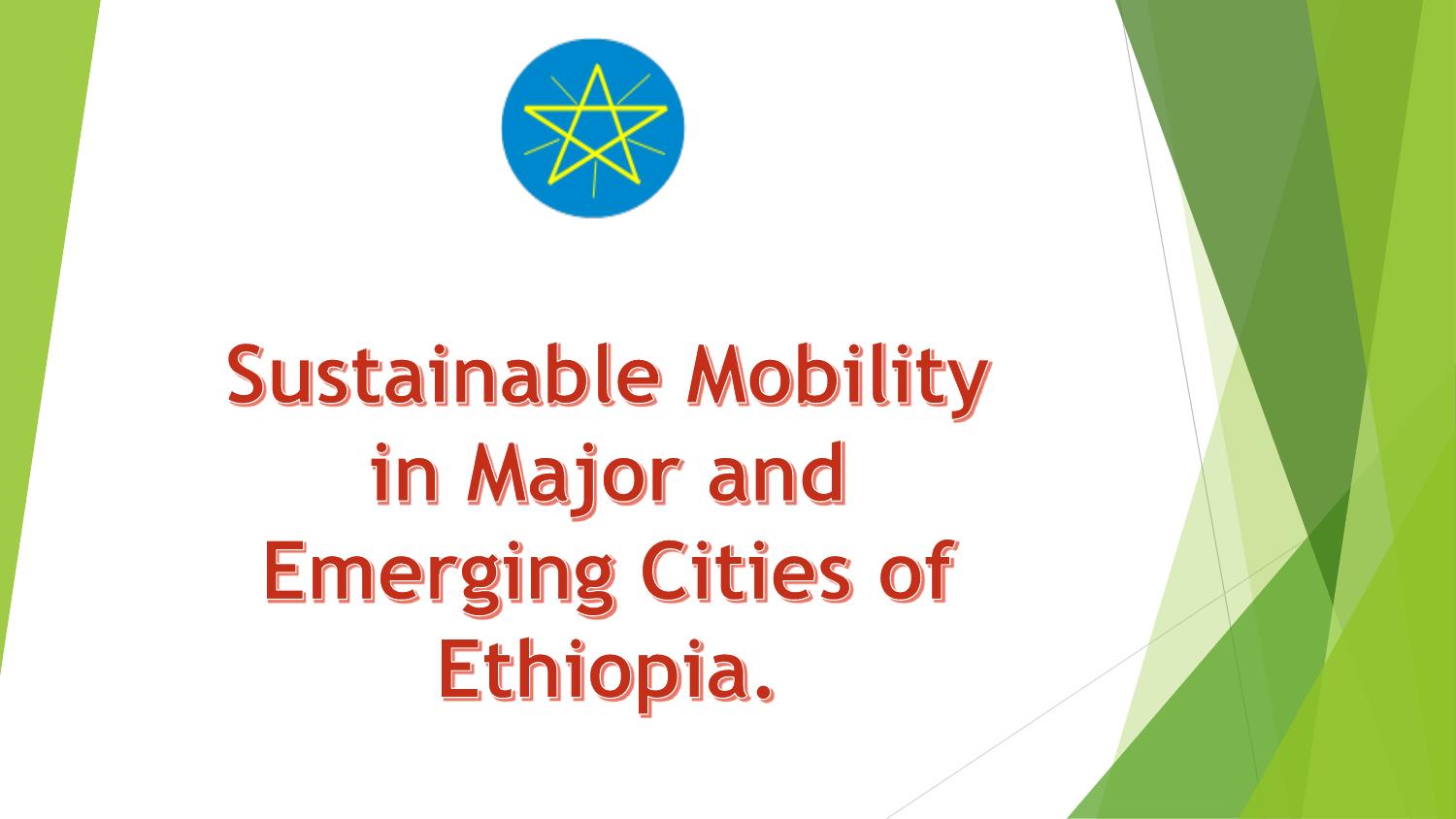# Sustainable Mobility in Major and Emerging Cities of Ethiopia.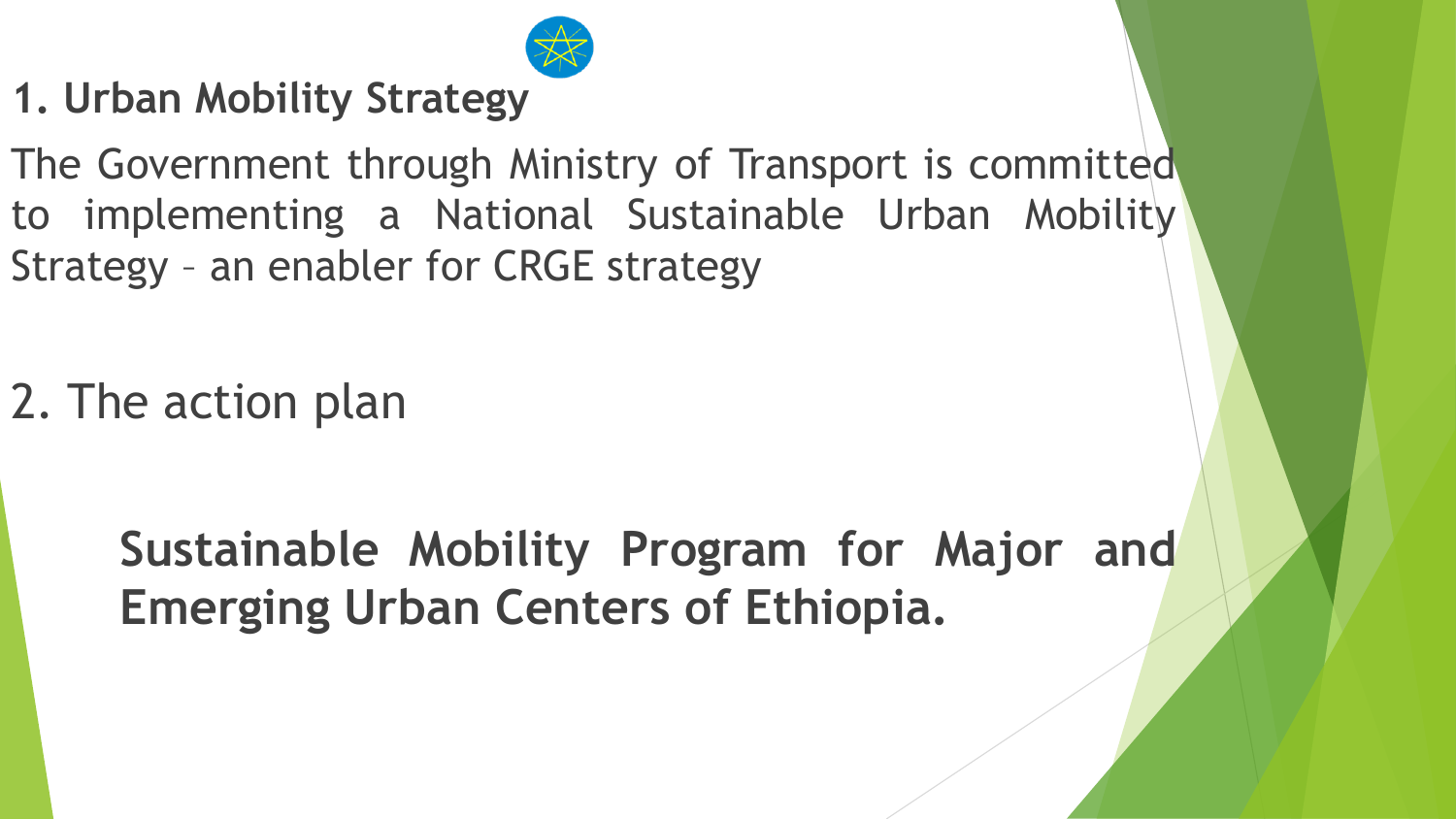## 1. Urban Mobility Strategy

The Government through Ministry of Transport is committed to implementing a National Sustainable Urban Mobility Strategy – an enabler for CRGE strategy

## 2. The action plan

**Sustainable Mobility Program for Major and Emerging Urban Centers of Ethiopia.**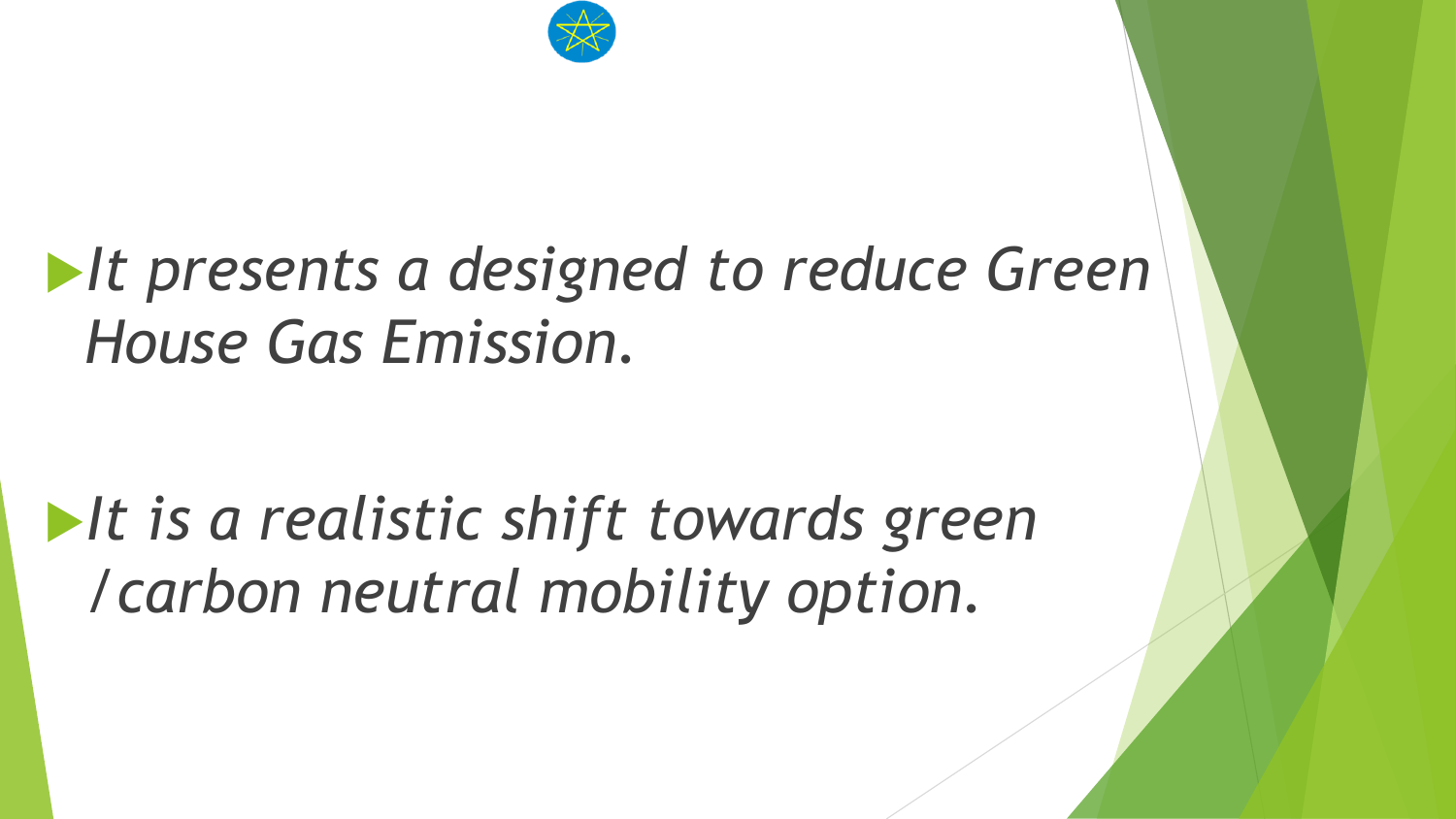- *It presents a designed to reduce Green House Gas Emission.*

- *It is a realistic shift towards green /carbon neutral mobility option.*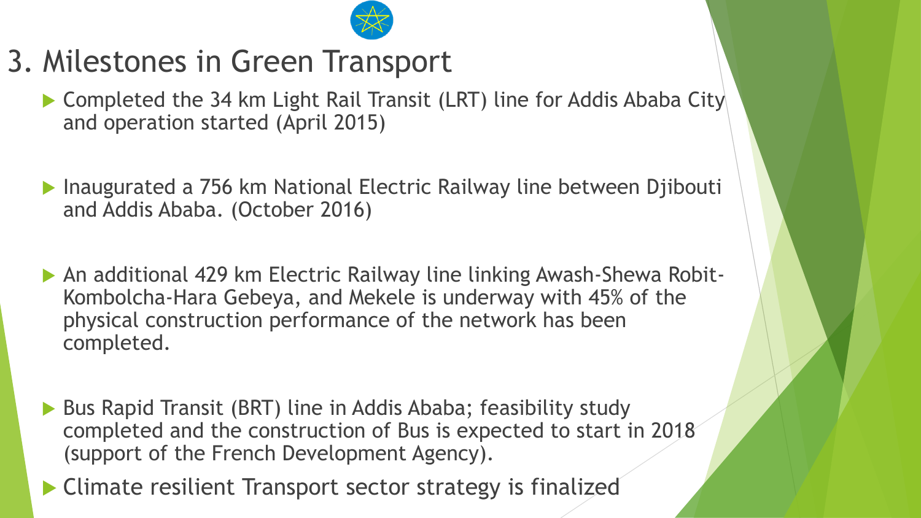# 3. Milestones in Green Transport

- Completed the 34 km Light Rail Transit (LRT) line for Addis Ababa City and operation started (April 2015)
- Inaugurated a 756 km National Electric Railway line between Djibouti and Addis Ababa. (October 2016)
- An additional 429 km Electric Railway line linking Awash-Shewa Robit-Kombolcha-Hara Gebeya, and Mekele is underway with 45% of the physical construction performance of the network has been completed.
- Bus Rapid Transit (BRT) line in Addis Ababa; feasibility study completed and the construction of Bus is expected to start in 2018 (support of the French Development Agency).
- Climate resilient Transport sector strategy is finalized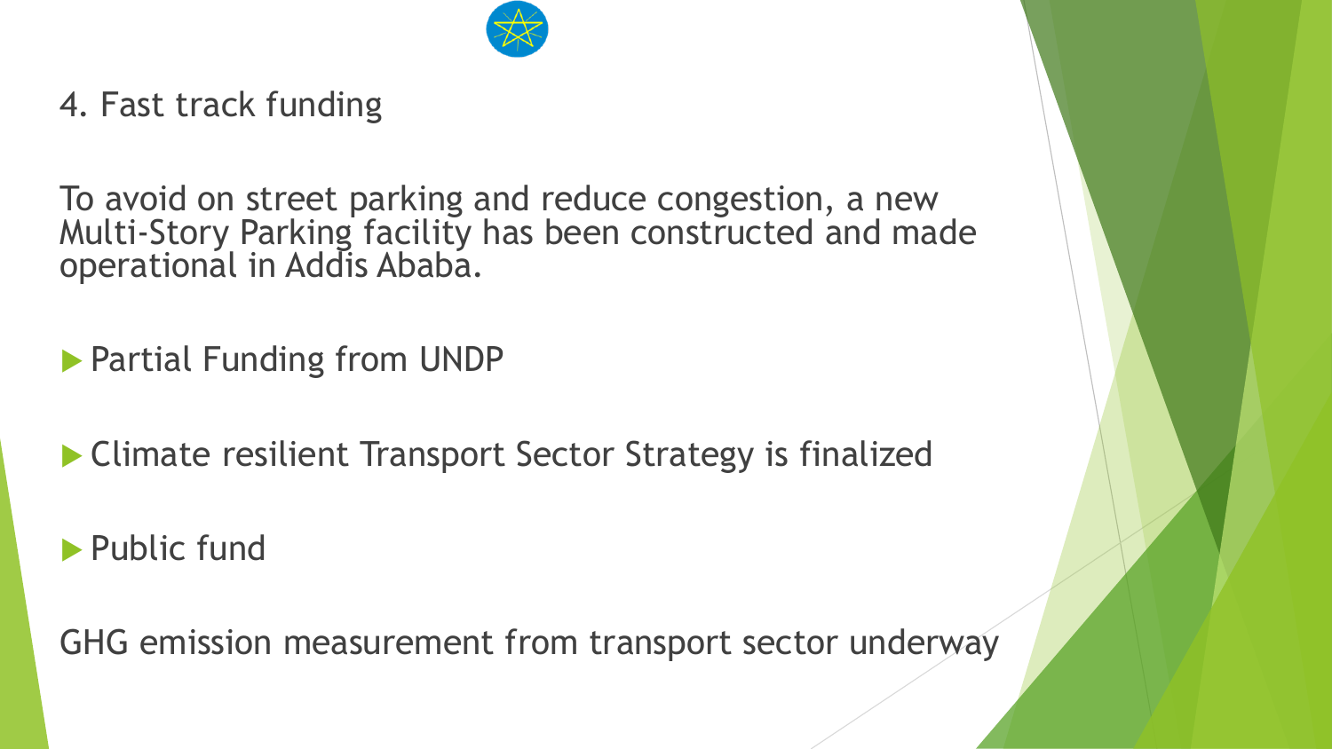## 4. Fast track funding

To avoid on street parking and reduce congestion, a new Multi-Story Parking facility has been constructed and made operational in Addis Ababa.

- Partial Funding from UNDP
- Climate resilient Transport Sector Strategy is finalized
- Public fund

GHG emission measurement from transport sector underway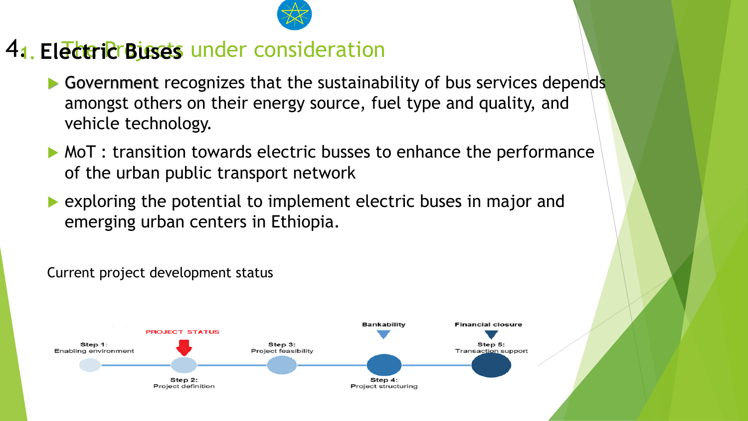## 4. Electric Buses

- Government recognizes that the sustainability of bus services depends amongst others on their energy source, fuel type and quality, and vehicle technology.
- MoT : transition towards electric busses to enhance the performance of the urban public transport network
- exploring the potential to implement electric buses in major and emerging urban centers in Ethiopia.

Current project development status

PROJECT STATUS

Step 1: Enabling environment

Step 2: Project definition

Step 3: Project feasibility

Bankability

Step 4: Project structuring

Financial closure

Step 5: Transaction support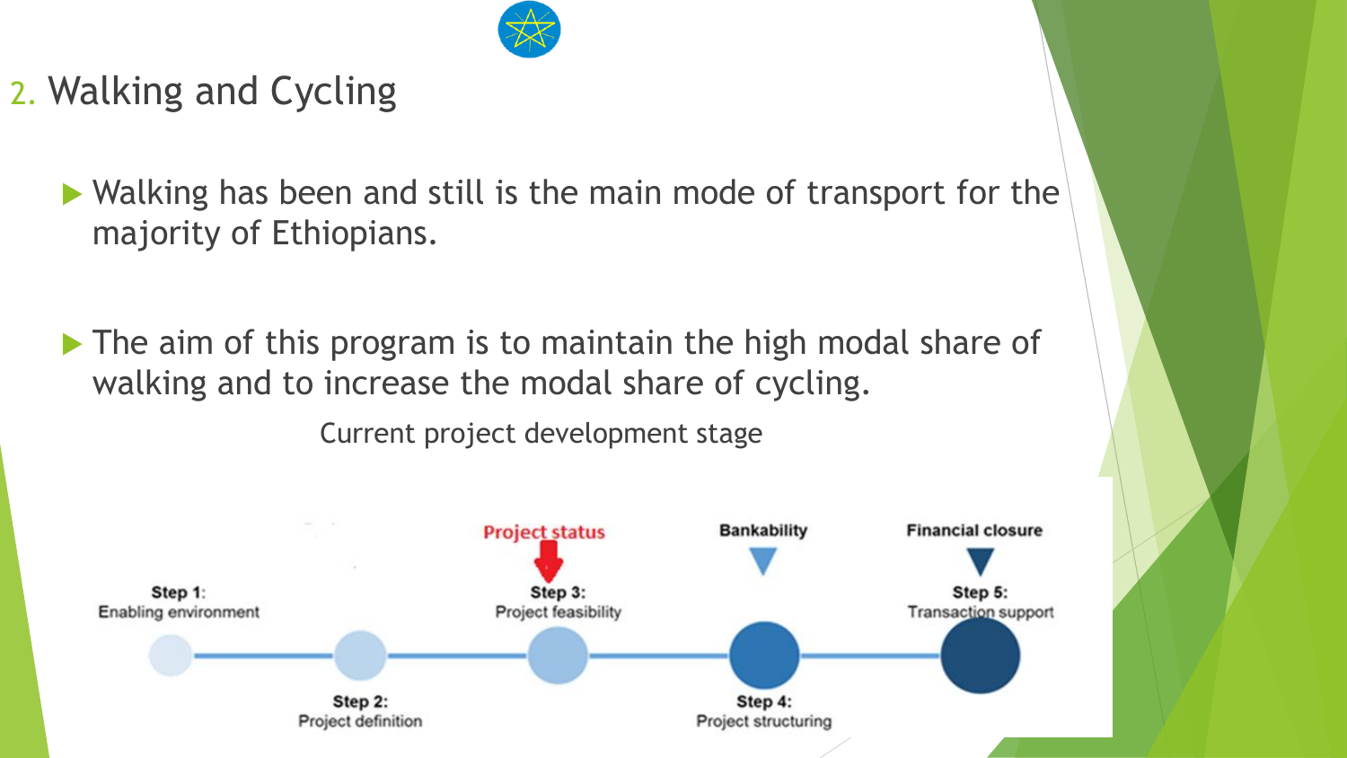## 2. Walking and Cycling

- Walking has been and still is the main mode of transport for the majority of Ethiopians.
- The aim of this program is to maintain the high modal share of walking and to increase the modal share of cycling.

Current project development stage

Project status → Step 3: Project feasibility

- **Step 1:** Enabling environment
- **Step 2:** Project definition
- **Step 3:** Project feasibility (Project status)
- **Step 4:** Project structuring (Bankability)
- **Step 5:** Transaction support (Financial closure)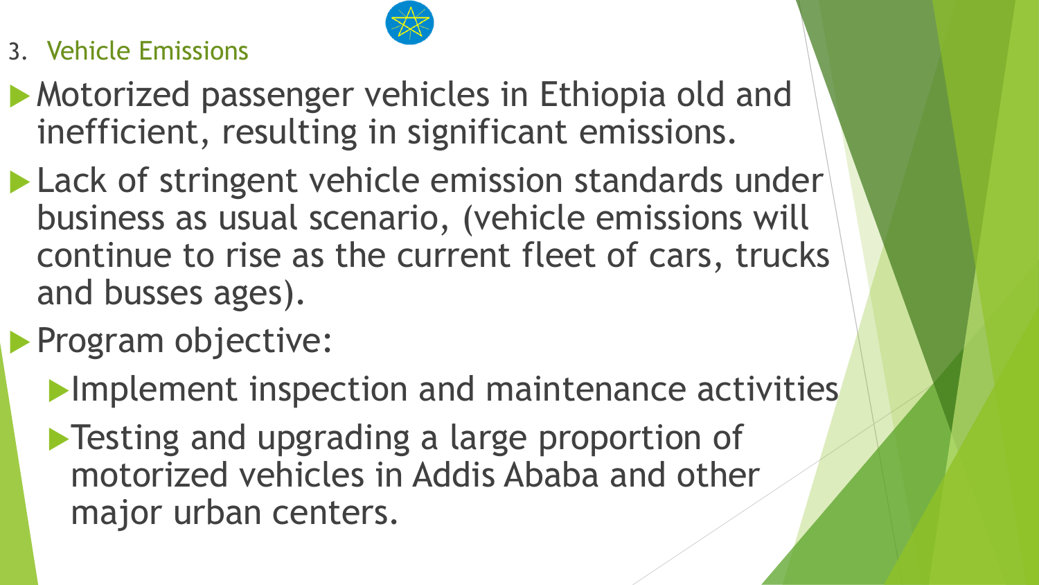## 3. Vehicle Emissions

- Motorized passenger vehicles in Ethiopia old and inefficient, resulting in significant emissions.
- Lack of stringent vehicle emission standards under business as usual scenario, (vehicle emissions will continue to rise as the current fleet of cars, trucks and busses ages).
- Program objective:
  - Implement inspection and maintenance activities
  - Testing and upgrading a large proportion of motorized vehicles in Addis Ababa and other major urban centers.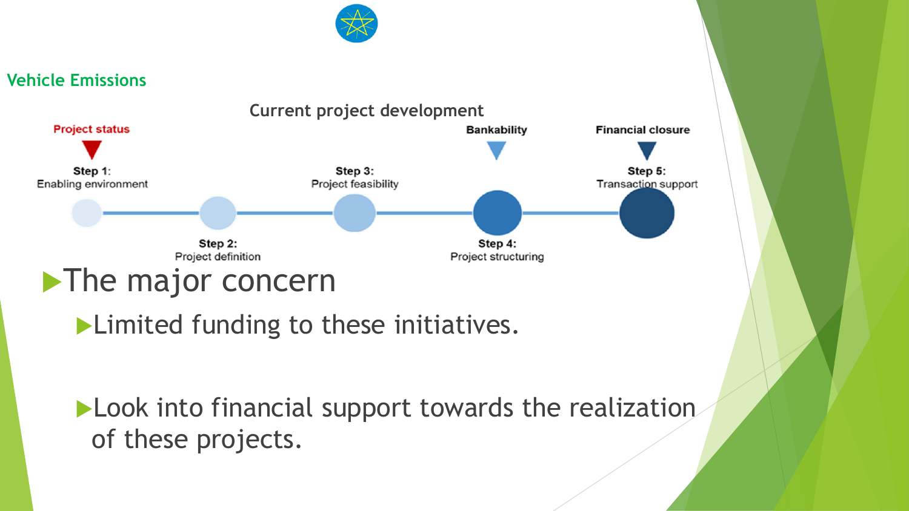## Vehicle Emissions

Current project development

Project status

Bankability

Financial closure

Step 1:
Enabling environment

Step 2:
Project definition

Step 3:
Project feasibility

Step 4:
Project structuring

Step 5:
Transaction support

- The major concern
  - Limited funding to these initiatives.
  - Look into financial support towards the realization of these projects.